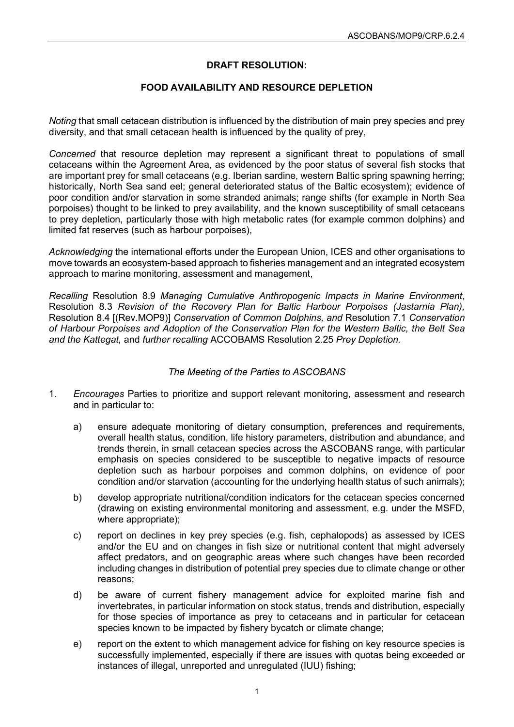# DRAFT RESOLUTION:

## FOOD AVAILABILITY AND RESOURCE DEPLETION

*Noting* that small cetacean distribution is influenced by the distribution of main prey species and prey diversity, and that small cetacean health is influenced by the quality of prey,

*Concerned* that resource depletion may represent a significant threat to populations of small cetaceans within the Agreement Area, as evidenced by the poor status of several fish stocks that are important prey for small cetaceans (e.g. Iberian sardine, western Baltic spring spawning herring; historically, North Sea sand eel; general deteriorated status of the Baltic ecosystem); evidence of poor condition and/or starvation in some stranded animals; range shifts (for example in North Sea porpoises) thought to be linked to prey availability, and the known susceptibility of small cetaceans to prey depletion, particularly those with high metabolic rates (for example common dolphins) and limited fat reserves (such as harbour porpoises),

*Acknowledging* the international efforts under the European Union, ICES and other organisations to move towards an ecosystem-based approach to fisheries management and an integrated ecosystem approach to marine monitoring, assessment and management,

*Recalling* Resolution 8.9 *Managing Cumulative Anthropogenic Impacts in Marine Environment*, Resolution 8.3 *Revision of the Recovery Plan for Baltic Harbour Porpoises (Jastarnia Plan),* Resolution 8.4 [(Rev.MOP9)] *Conservation of Common Dolphins, and* Resolution 7.1 *Conservation of Harbour Porpoises and Adoption of the Conservation Plan for the Western Baltic, the Belt Sea and the Kattegat,* and *further recalling* ACCOBAMS Resolution 2.25 *Prey Depletion.*

*The Meeting of the Parties to ASCOBANS*

1. *Encourages* Parties to prioritize and support relevant monitoring, assessment and research and in particular to:

   a) ensure adequate monitoring of dietary consumption, preferences and requirements, overall health status, condition, life history parameters, distribution and abundance, and trends therein, in small cetacean species across the ASCOBANS range, with particular emphasis on species considered to be susceptible to negative impacts of resource depletion such as harbour porpoises and common dolphins, on evidence of poor condition and/or starvation (accounting for the underlying health status of such animals);

   b) develop appropriate nutritional/condition indicators for the cetacean species concerned (drawing on existing environmental monitoring and assessment, e.g. under the MSFD, where appropriate);

   c) report on declines in key prey species (e.g. fish, cephalopods) as assessed by ICES and/or the EU and on changes in fish size or nutritional content that might adversely affect predators, and on geographic areas where such changes have been recorded including changes in distribution of potential prey species due to climate change or other reasons;

   d) be aware of current fishery management advice for exploited marine fish and invertebrates, in particular information on stock status, trends and distribution, especially for those species of importance as prey to cetaceans and in particular for cetacean species known to be impacted by fishery bycatch or climate change;

   e) report on the extent to which management advice for fishing on key resource species is successfully implemented, especially if there are issues with quotas being exceeded or instances of illegal, unreported and unregulated (IUU) fishing;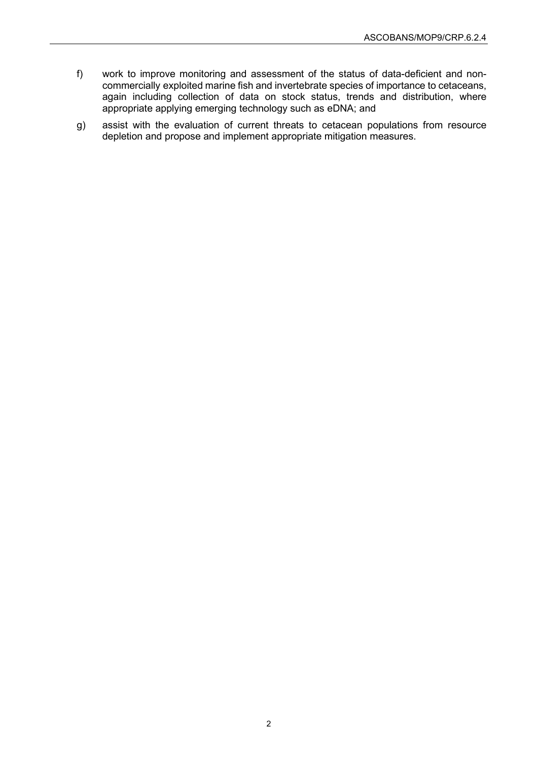f) work to improve monitoring and assessment of the status of data-deficient and non-commercially exploited marine fish and invertebrate species of importance to cetaceans, again including collection of data on stock status, trends and distribution, where appropriate applying emerging technology such as eDNA; and

g) assist with the evaluation of current threats to cetacean populations from resource depletion and propose and implement appropriate mitigation measures.